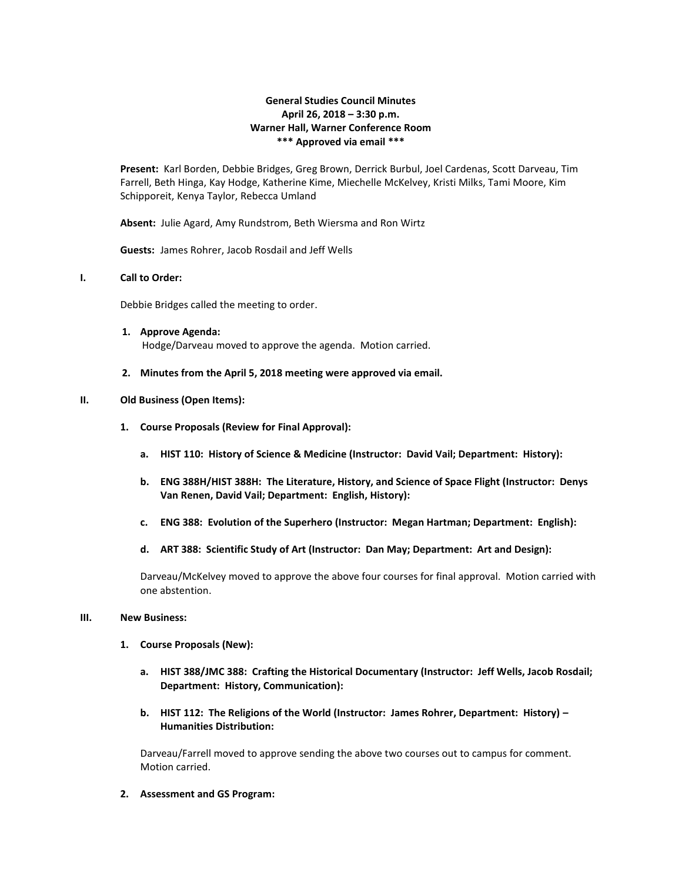**General Studies Council Minutes**
**April 26, 2018 – 3:30 p.m.**
**Warner Hall, Warner Conference Room**
**\*\*\* Approved via email \*\*\***

**Present:** Karl Borden, Debbie Bridges, Greg Brown, Derrick Burbul, Joel Cardenas, Scott Darveau, Tim Farrell, Beth Hinga, Kay Hodge, Katherine Kime, Miechelle McKelvey, Kristi Milks, Tami Moore, Kim Schipporeit, Kenya Taylor, Rebecca Umland

**Absent:** Julie Agard, Amy Rundstrom, Beth Wiersma and Ron Wirtz

**Guests:** James Rohrer, Jacob Rosdail and Jeff Wells

## I. Call to Order:

Debbie Bridges called the meeting to order.

1. **Approve Agenda:**
   Hodge/Darveau moved to approve the agenda. Motion carried.

2. **Minutes from the April 5, 2018 meeting were approved via email.**

## II. Old Business (Open Items):

1. **Course Proposals (Review for Final Approval):**

   a. **HIST 110: History of Science & Medicine (Instructor: David Vail; Department: History):**

   b. **ENG 388H/HIST 388H: The Literature, History, and Science of Space Flight (Instructor: Denys Van Renen, David Vail; Department: English, History):**

   c. **ENG 388: Evolution of the Superhero (Instructor: Megan Hartman; Department: English):**

   d. **ART 388: Scientific Study of Art (Instructor: Dan May; Department: Art and Design):**

   Darveau/McKelvey moved to approve the above four courses for final approval. Motion carried with one abstention.

## III. New Business:

1. **Course Proposals (New):**

   a. **HIST 388/JMC 388: Crafting the Historical Documentary (Instructor: Jeff Wells, Jacob Rosdail; Department: History, Communication):**

   b. **HIST 112: The Religions of the World (Instructor: James Rohrer, Department: History) – Humanities Distribution:**

   Darveau/Farrell moved to approve sending the above two courses out to campus for comment. Motion carried.

2. **Assessment and GS Program:**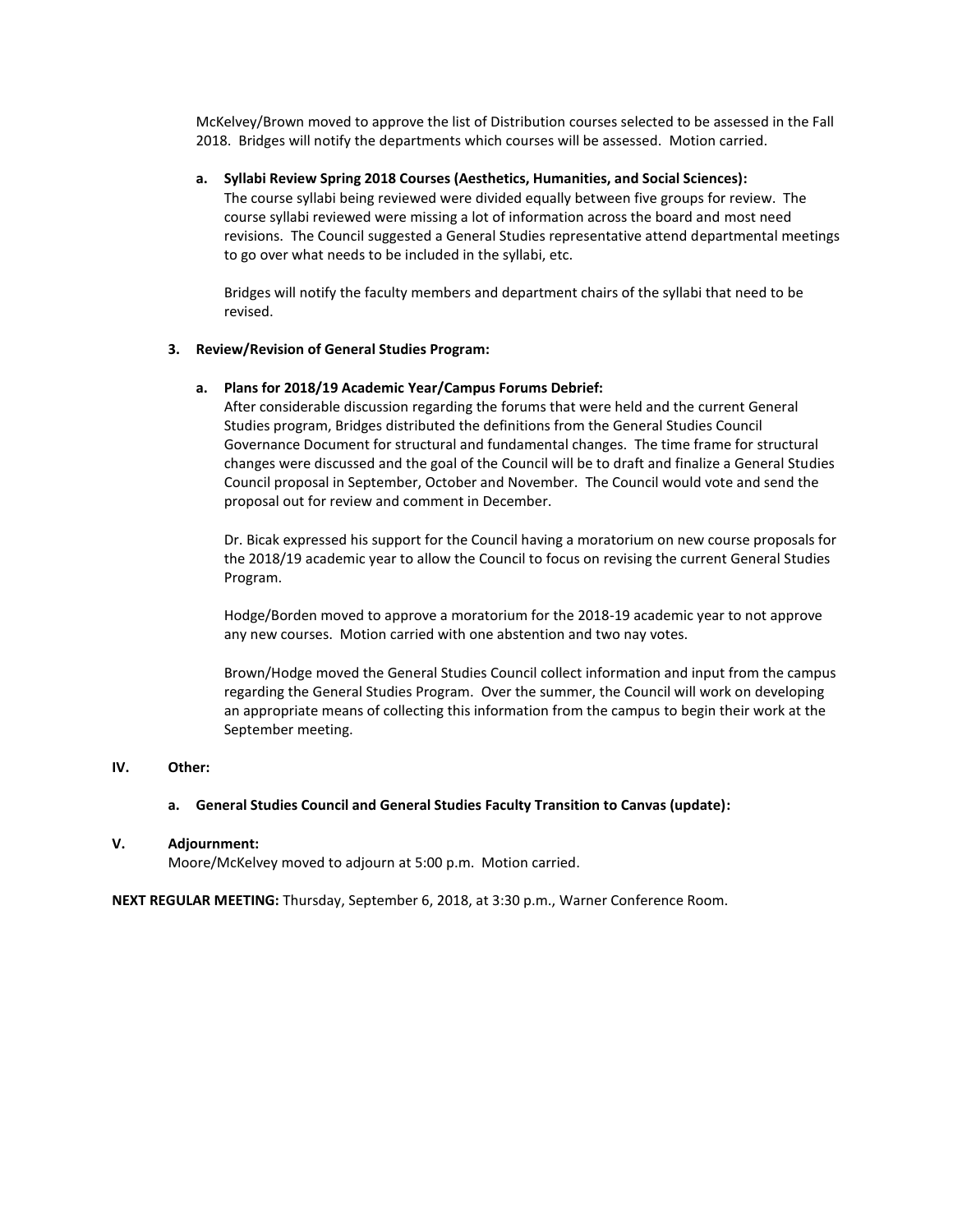McKelvey/Brown moved to approve the list of Distribution courses selected to be assessed in the Fall 2018. Bridges will notify the departments which courses will be assessed. Motion carried.

**a. Syllabi Review Spring 2018 Courses (Aesthetics, Humanities, and Social Sciences):**
The course syllabi being reviewed were divided equally between five groups for review. The course syllabi reviewed were missing a lot of information across the board and most need revisions. The Council suggested a General Studies representative attend departmental meetings to go over what needs to be included in the syllabi, etc.

Bridges will notify the faculty members and department chairs of the syllabi that need to be revised.

**3. Review/Revision of General Studies Program:**

**a. Plans for 2018/19 Academic Year/Campus Forums Debrief:**
After considerable discussion regarding the forums that were held and the current General Studies program, Bridges distributed the definitions from the General Studies Council Governance Document for structural and fundamental changes. The time frame for structural changes were discussed and the goal of the Council will be to draft and finalize a General Studies Council proposal in September, October and November. The Council would vote and send the proposal out for review and comment in December.

Dr. Bicak expressed his support for the Council having a moratorium on new course proposals for the 2018/19 academic year to allow the Council to focus on revising the current General Studies Program.

Hodge/Borden moved to approve a moratorium for the 2018-19 academic year to not approve any new courses. Motion carried with one abstention and two nay votes.

Brown/Hodge moved the General Studies Council collect information and input from the campus regarding the General Studies Program. Over the summer, the Council will work on developing an appropriate means of collecting this information from the campus to begin their work at the September meeting.

**IV. Other:**

**a. General Studies Council and General Studies Faculty Transition to Canvas (update):**

**V. Adjournment:**
Moore/McKelvey moved to adjourn at 5:00 p.m. Motion carried.

**NEXT REGULAR MEETING:** Thursday, September 6, 2018, at 3:30 p.m., Warner Conference Room.